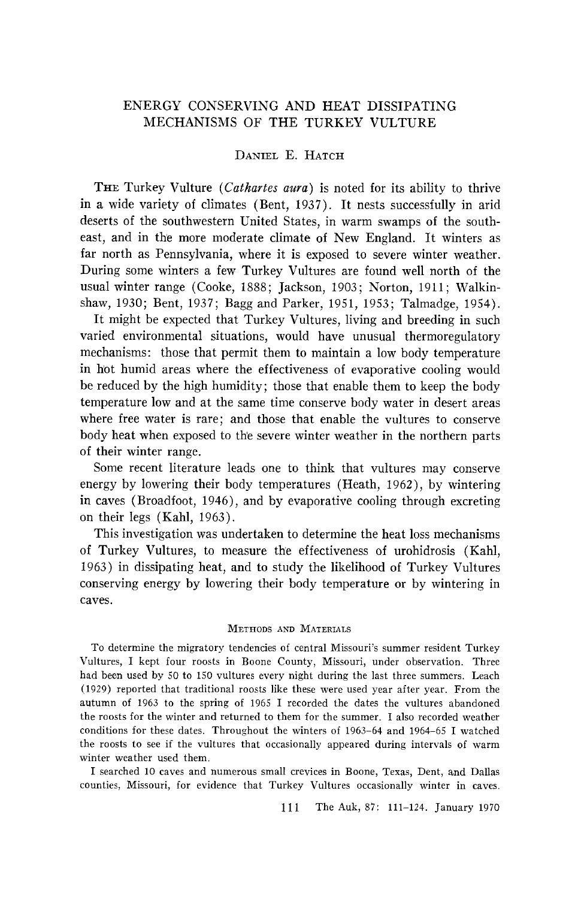# ENERGY CONSERVING AND HEAT DISSIPATING MECHANISMS OF THE TURKEY VULTURE

DANIEL E. HATCH

THE Turkey Vulture (*Cathartes aura*) is noted for its ability to thrive in a wide variety of climates (Bent, 1937). It nests successfully in arid deserts of the southwestern United States, in warm swamps of the southeast, and in the more moderate climate of New England. It winters as far north as Pennsylvania, where it is exposed to severe winter weather. During some winters a few Turkey Vultures are found well north of the usual winter range (Cooke, 1888; Jackson, 1903; Norton, 1911; Walkinshaw, 1930; Bent, 1937; Bagg and Parker, 1951, 1953; Talmadge, 1954).

It might be expected that Turkey Vultures, living and breeding in such varied environmental situations, would have unusual thermoregulatory mechanisms: those that permit them to maintain a low body temperature in hot humid areas where the effectiveness of evaporative cooling would be reduced by the high humidity; those that enable them to keep the body temperature low and at the same time conserve body water in desert areas where free water is rare; and those that enable the vultures to conserve body heat when exposed to the severe winter weather in the northern parts of their winter range.

Some recent literature leads one to think that vultures may conserve energy by lowering their body temperatures (Heath, 1962), by wintering in caves (Broadfoot, 1946), and by evaporative cooling through excreting on their legs (Kahl, 1963).

This investigation was undertaken to determine the heat loss mechanisms of Turkey Vultures, to measure the effectiveness of urohidrosis (Kahl, 1963) in dissipating heat, and to study the likelihood of Turkey Vultures conserving energy by lowering their body temperature or by wintering in caves.

## METHODS AND MATERIALS

To determine the migratory tendencies of central Missouri's summer resident Turkey Vultures, I kept four roosts in Boone County, Missouri, under observation. Three had been used by 50 to 150 vultures every night during the last three summers. Leach (1929) reported that traditional roosts like these were used year after year. From the autumn of 1963 to the spring of 1965 I recorded the dates the vultures abandoned the roosts for the winter and returned to them for the summer. I also recorded weather conditions for these dates. Throughout the winters of 1963–64 and 1964–65 I watched the roosts to see if the vultures that occasionally appeared during intervals of warm winter weather used them.

I searched 10 caves and numerous small crevices in Boone, Texas, Dent, and Dallas counties, Missouri, for evidence that Turkey Vultures occasionally winter in caves.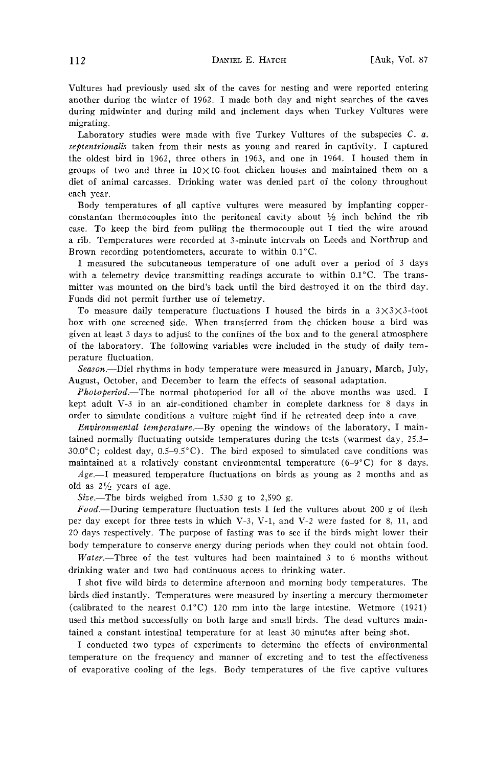Vultures had previously used six of the caves for nesting and were reported entering another during the winter of 1962. I made both day and night searches of the caves during midwinter and during mild and inclement days when Turkey Vultures were migrating.

Laboratory studies were made with five Turkey Vultures of the subspecies *C. a. septentrionalis* taken from their nests as young and reared in captivity. I captured the oldest bird in 1962, three others in 1963, and one in 1964. I housed them in groups of two and three in 10×10-foot chicken houses and maintained them on a diet of animal carcasses. Drinking water was denied part of the colony throughout each year.

Body temperatures of all captive vultures were measured by implanting copper-constantan thermocouples into the peritoneal cavity about ½ inch behind the rib case. To keep the bird from pulling the thermocouple out I tied the wire around a rib. Temperatures were recorded at 3-minute intervals on Leeds and Northrup and Brown recording potentiometers, accurate to within 0.1°C.

I measured the subcutaneous temperature of one adult over a period of 3 days with a telemetry device transmitting readings accurate to within 0.1°C. The transmitter was mounted on the bird's back until the bird destroyed it on the third day. Funds did not permit further use of telemetry.

To measure daily temperature fluctuations I housed the birds in a 3×3×3-foot box with one screened side. When transferred from the chicken house a bird was given at least 3 days to adjust to the confines of the box and to the general atmosphere of the laboratory. The following variables were included in the study of daily temperature fluctuation.

*Season*.—Diel rhythms in body temperature were measured in January, March, July, August, October, and December to learn the effects of seasonal adaptation.

*Photoperiod*.—The normal photoperiod for all of the above months was used. I kept adult V-3 in an air-conditioned chamber in complete darkness for 8 days in order to simulate conditions a vulture might find if he retreated deep into a cave.

*Environmental temperature*.—By opening the windows of the laboratory, I maintained normally fluctuating outside temperatures during the tests (warmest day, 25.3–30.0°C; coldest day, 0.5–9.5°C). The bird exposed to simulated cave conditions was maintained at a relatively constant environmental temperature (6–9°C) for 8 days.

*Age*.—I measured temperature fluctuations on birds as young as 2 months and as old as 2½ years of age.

*Size*.—The birds weighed from 1,530 g to 2,590 g.

*Food*.—During temperature fluctuation tests I fed the vultures about 200 g of flesh per day except for three tests in which V-3, V-1, and V-2 were fasted for 8, 11, and 20 days respectively. The purpose of fasting was to see if the birds might lower their body temperature to conserve energy during periods when they could not obtain food.

*Water*.—Three of the test vultures had been maintained 3 to 6 months without drinking water and two had continuous access to drinking water.

I shot five wild birds to determine afternoon and morning body temperatures. The birds died instantly. Temperatures were measured by inserting a mercury thermometer (calibrated to the nearest 0.1°C) 120 mm into the large intestine. Wetmore (1921) used this method successfully on both large and small birds. The dead vultures maintained a constant intestinal temperature for at least 30 minutes after being shot.

I conducted two types of experiments to determine the effects of environmental temperature on the frequency and manner of excreting and to test the effectiveness of evaporative cooling of the legs. Body temperatures of the five captive vultures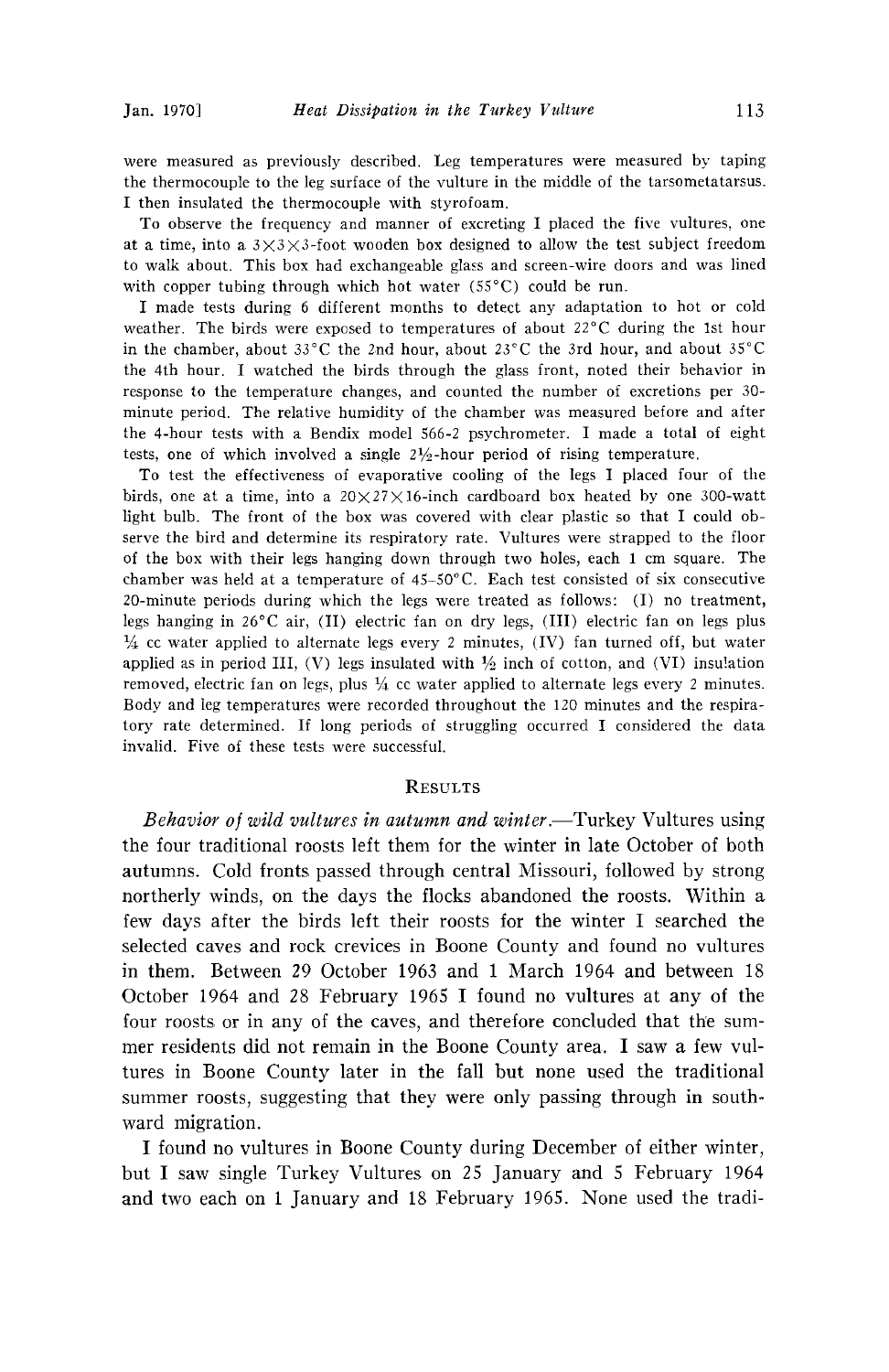were measured as previously described. Leg temperatures were measured by taping the thermocouple to the leg surface of the vulture in the middle of the tarsometatarsus. I then insulated the thermocouple with styrofoam.

To observe the frequency and manner of excreting I placed the five vultures, one at a time, into a 3×3×3-foot wooden box designed to allow the test subject freedom to walk about. This box had exchangeable glass and screen-wire doors and was lined with copper tubing through which hot water (55°C) could be run.

I made tests during 6 different months to detect any adaptation to hot or cold weather. The birds were exposed to temperatures of about 22°C during the 1st hour in the chamber, about 33°C the 2nd hour, about 23°C the 3rd hour, and about 35°C the 4th hour. I watched the birds through the glass front, noted their behavior in response to the temperature changes, and counted the number of excretions per 30-minute period. The relative humidity of the chamber was measured before and after the 4-hour tests with a Bendix model 566-2 psychrometer. I made a total of eight tests, one of which involved a single 2½-hour period of rising temperature.

To test the effectiveness of evaporative cooling of the legs I placed four of the birds, one at a time, into a 20×27×16-inch cardboard box heated by one 300-watt light bulb. The front of the box was covered with clear plastic so that I could observe the bird and determine its respiratory rate. Vultures were strapped to the floor of the box with their legs hanging down through two holes, each 1 cm square. The chamber was held at a temperature of 45–50°C. Each test consisted of six consecutive 20-minute periods during which the legs were treated as follows: (I) no treatment, legs hanging in 26°C air, (II) electric fan on dry legs, (III) electric fan on legs plus ¼ cc water applied to alternate legs every 2 minutes, (IV) fan turned off, but water applied as in period III, (V) legs insulated with ½ inch of cotton, and (VI) insulation removed, electric fan on legs, plus ¼ cc water applied to alternate legs every 2 minutes. Body and leg temperatures were recorded throughout the 120 minutes and the respiratory rate determined. If long periods of struggling occurred I considered the data invalid. Five of these tests were successful.

## Results

*Behavior of wild vultures in autumn and winter.*—Turkey Vultures using the four traditional roosts left them for the winter in late October of both autumns. Cold fronts passed through central Missouri, followed by strong northerly winds, on the days the flocks abandoned the roosts. Within a few days after the birds left their roosts for the winter I searched the selected caves and rock crevices in Boone County and found no vultures in them. Between 29 October 1963 and 1 March 1964 and between 18 October 1964 and 28 February 1965 I found no vultures at any of the four roosts or in any of the caves, and therefore concluded that the summer residents did not remain in the Boone County area. I saw a few vultures in Boone County later in the fall but none used the traditional summer roosts, suggesting that they were only passing through in southward migration.

I found no vultures in Boone County during December of either winter, but I saw single Turkey Vultures on 25 January and 5 February 1964 and two each on 1 January and 18 February 1965. None used the tradi-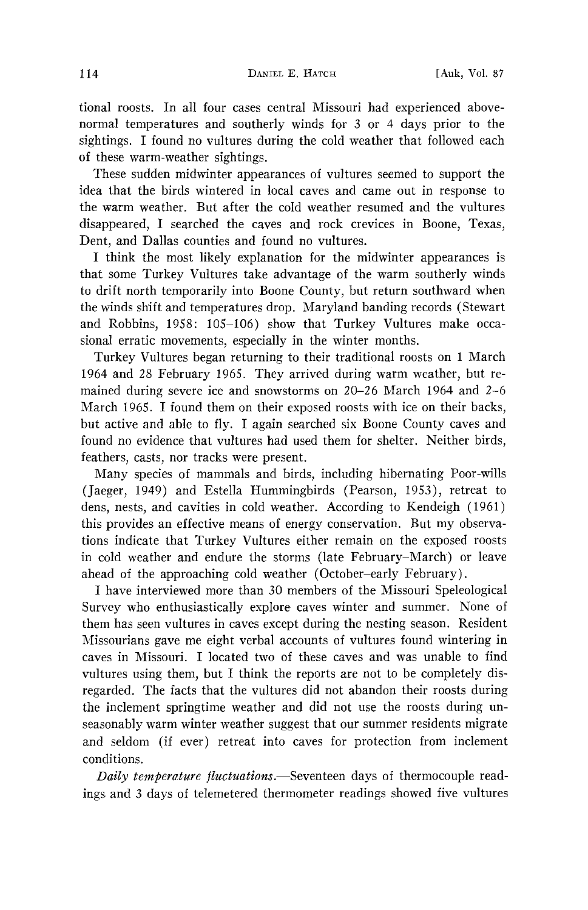tional roosts. In all four cases central Missouri had experienced above-normal temperatures and southerly winds for 3 or 4 days prior to the sightings. I found no vultures during the cold weather that followed each of these warm-weather sightings.

These sudden midwinter appearances of vultures seemed to support the idea that the birds wintered in local caves and came out in response to the warm weather. But after the cold weather resumed and the vultures disappeared, I searched the caves and rock crevices in Boone, Texas, Dent, and Dallas counties and found no vultures.

I think the most likely explanation for the midwinter appearances is that some Turkey Vultures take advantage of the warm southerly winds to drift north temporarily into Boone County, but return southward when the winds shift and temperatures drop. Maryland banding records (Stewart and Robbins, 1958: 105–106) show that Turkey Vultures make occasional erratic movements, especially in the winter months.

Turkey Vultures began returning to their traditional roosts on 1 March 1964 and 28 February 1965. They arrived during warm weather, but remained during severe ice and snowstorms on 20–26 March 1964 and 2–6 March 1965. I found them on their exposed roosts with ice on their backs, but active and able to fly. I again searched six Boone County caves and found no evidence that vultures had used them for shelter. Neither birds, feathers, casts, nor tracks were present.

Many species of mammals and birds, including hibernating Poor-wills (Jaeger, 1949) and Estella Hummingbirds (Pearson, 1953), retreat to dens, nests, and cavities in cold weather. According to Kendeigh (1961) this provides an effective means of energy conservation. But my observations indicate that Turkey Vultures either remain on the exposed roosts in cold weather and endure the storms (late February–March) or leave ahead of the approaching cold weather (October–early February).

I have interviewed more than 30 members of the Missouri Speleological Survey who enthusiastically explore caves winter and summer. None of them has seen vultures in caves except during the nesting season. Resident Missourians gave me eight verbal accounts of vultures found wintering in caves in Missouri. I located two of these caves and was unable to find vultures using them, but I think the reports are not to be completely disregarded. The facts that the vultures did not abandon their roosts during the inclement springtime weather and did not use the roosts during unseasonably warm winter weather suggest that our summer residents migrate and seldom (if ever) retreat into caves for protection from inclement conditions.

*Daily temperature fluctuations.*—Seventeen days of thermocouple readings and 3 days of telemetered thermometer readings showed five vultures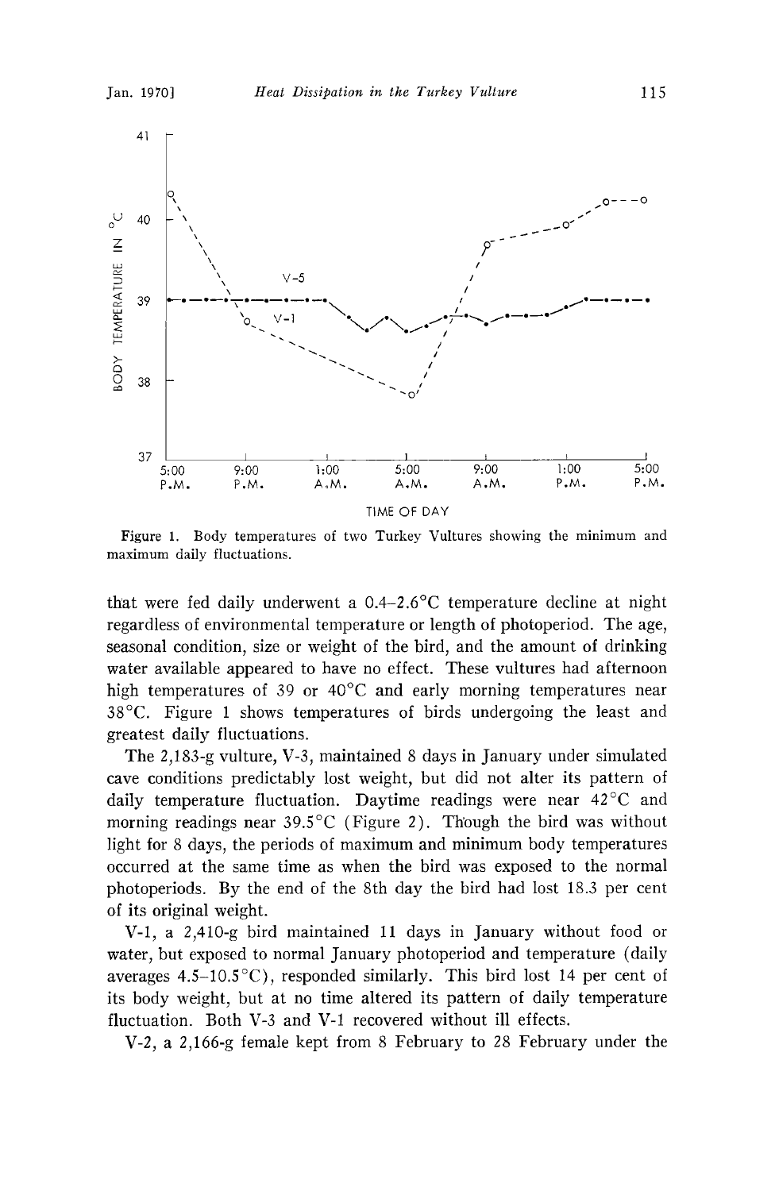Figure 1. Body temperatures of two Turkey Vultures showing the minimum and maximum daily fluctuations.

that were fed daily underwent a 0.4–2.6°C temperature decline at night regardless of environmental temperature or length of photoperiod. The age, seasonal condition, size or weight of the bird, and the amount of drinking water available appeared to have no effect. These vultures had afternoon high temperatures of 39 or 40°C and early morning temperatures near 38°C. Figure 1 shows temperatures of birds undergoing the least and greatest daily fluctuations.

The 2,183-g vulture, V-3, maintained 8 days in January under simulated cave conditions predictably lost weight, but did not alter its pattern of daily temperature fluctuation. Daytime readings were near 42°C and morning readings near 39.5°C (Figure 2). Though the bird was without light for 8 days, the periods of maximum and minimum body temperatures occurred at the same time as when the bird was exposed to the normal photoperiods. By the end of the 8th day the bird had lost 18.3 per cent of its original weight.

V-1, a 2,410-g bird maintained 11 days in January without food or water, but exposed to normal January photoperiod and temperature (daily averages 4.5–10.5°C), responded similarly. This bird lost 14 per cent of its body weight, but at no time altered its pattern of daily temperature fluctuation. Both V-3 and V-1 recovered without ill effects.

V-2, a 2,166-g female kept from 8 February to 28 February under the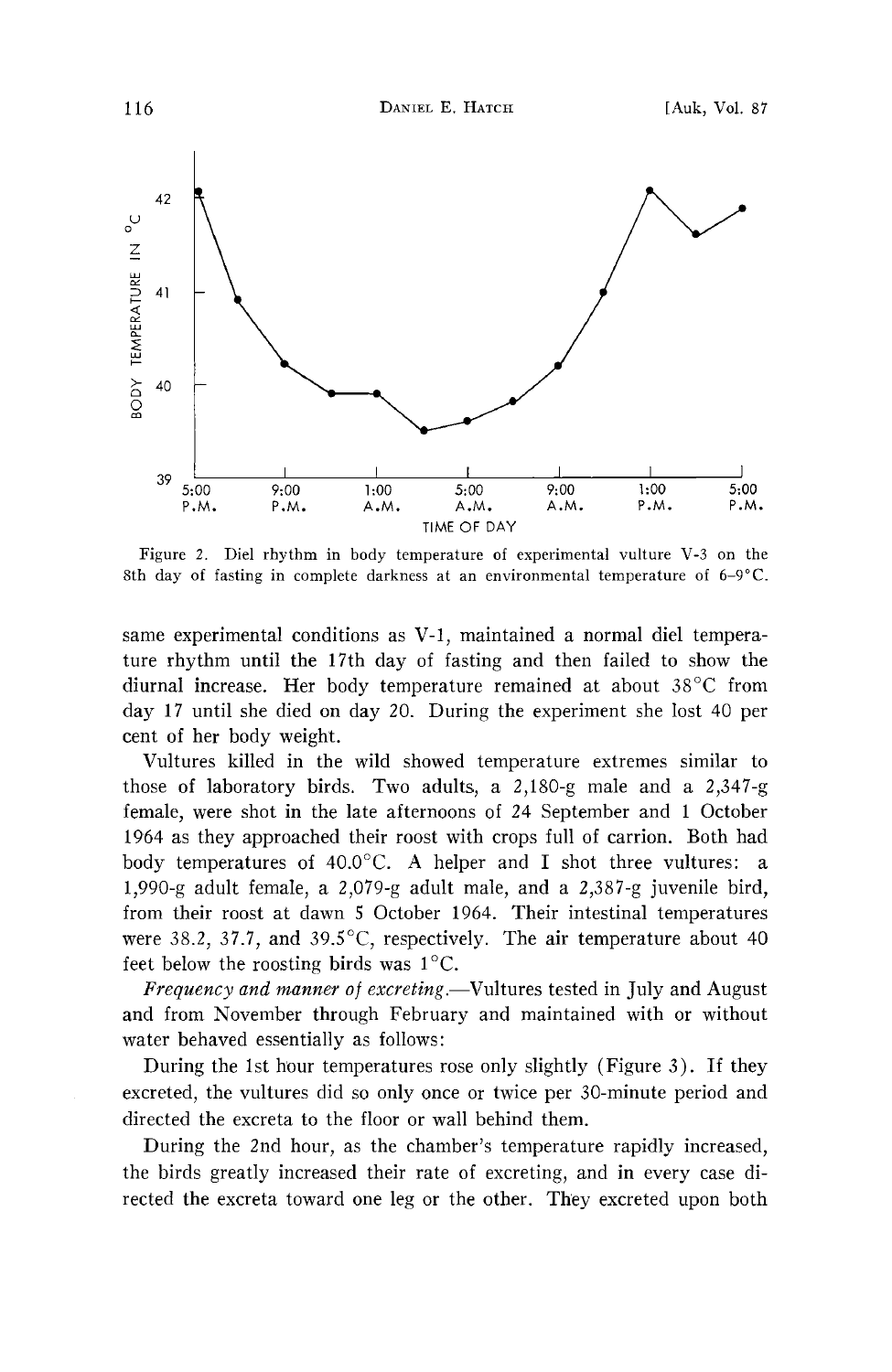Figure 2. Diel rhythm in body temperature of experimental vulture V-3 on the 8th day of fasting in complete darkness at an environmental temperature of 6–9°C.

same experimental conditions as V-1, maintained a normal diel temperature rhythm until the 17th day of fasting and then failed to show the diurnal increase. Her body temperature remained at about 38°C from day 17 until she died on day 20. During the experiment she lost 40 per cent of her body weight.

Vultures killed in the wild showed temperature extremes similar to those of laboratory birds. Two adults, a 2,180-g male and a 2,347-g female, were shot in the late afternoons of 24 September and 1 October 1964 as they approached their roost with crops full of carrion. Both had body temperatures of 40.0°C. A helper and I shot three vultures: a 1,990-g adult female, a 2,079-g adult male, and a 2,387-g juvenile bird, from their roost at dawn 5 October 1964. Their intestinal temperatures were 38.2, 37.7, and 39.5°C, respectively. The air temperature about 40 feet below the roosting birds was 1°C.

*Frequency and manner of excreting.*—Vultures tested in July and August and from November through February and maintained with or without water behaved essentially as follows:

During the 1st hour temperatures rose only slightly (Figure 3). If they excreted, the vultures did so only once or twice per 30-minute period and directed the excreta to the floor or wall behind them.

During the 2nd hour, as the chamber's temperature rapidly increased, the birds greatly increased their rate of excreting, and in every case directed the excreta toward one leg or the other. They excreted upon both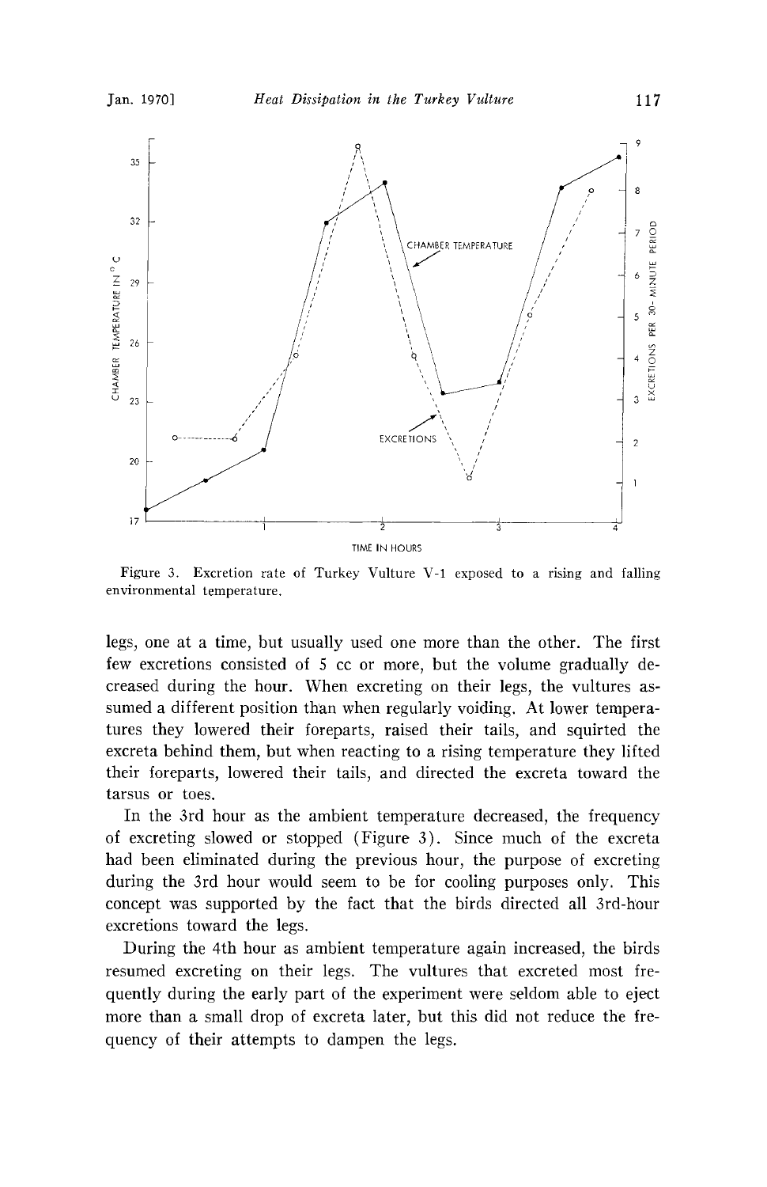Figure 3. Excretion rate of Turkey Vulture V-1 exposed to a rising and falling environmental temperature.

legs, one at a time, but usually used one more than the other. The first few excretions consisted of 5 cc or more, but the volume gradually decreased during the hour. When excreting on their legs, the vultures assumed a different position than when regularly voiding. At lower temperatures they lowered their foreparts, raised their tails, and squirted the excreta behind them, but when reacting to a rising temperature they lifted their foreparts, lowered their tails, and directed the excreta toward the tarsus or toes.

In the 3rd hour as the ambient temperature decreased, the frequency of excreting slowed or stopped (Figure 3). Since much of the excreta had been eliminated during the previous hour, the purpose of excreting during the 3rd hour would seem to be for cooling purposes only. This concept was supported by the fact that the birds directed all 3rd-hour excretions toward the legs.

During the 4th hour as ambient temperature again increased, the birds resumed excreting on their legs. The vultures that excreted most frequently during the early part of the experiment were seldom able to eject more than a small drop of excreta later, but this did not reduce the frequency of their attempts to dampen the legs.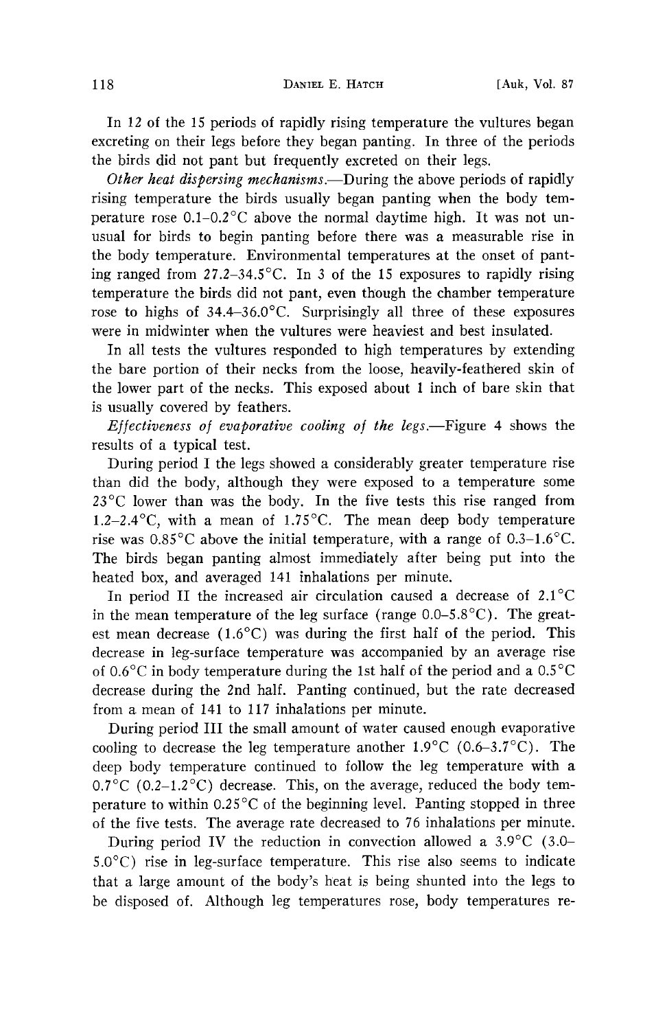In 12 of the 15 periods of rapidly rising temperature the vultures began excreting on their legs before they began panting. In three of the periods the birds did not pant but frequently excreted on their legs.

*Other heat dispersing mechanisms.*—During the above periods of rapidly rising temperature the birds usually began panting when the body temperature rose 0.1–0.2°C above the normal daytime high. It was not unusual for birds to begin panting before there was a measurable rise in the body temperature. Environmental temperatures at the onset of panting ranged from 27.2–34.5°C. In 3 of the 15 exposures to rapidly rising temperature the birds did not pant, even though the chamber temperature rose to highs of 34.4–36.0°C. Surprisingly all three of these exposures were in midwinter when the vultures were heaviest and best insulated.

In all tests the vultures responded to high temperatures by extending the bare portion of their necks from the loose, heavily-feathered skin of the lower part of the necks. This exposed about 1 inch of bare skin that is usually covered by feathers.

*Effectiveness of evaporative cooling of the legs.*—Figure 4 shows the results of a typical test.

During period I the legs showed a considerably greater temperature rise than did the body, although they were exposed to a temperature some 23°C lower than was the body. In the five tests this rise ranged from 1.2–2.4°C, with a mean of 1.75°C. The mean deep body temperature rise was 0.85°C above the initial temperature, with a range of 0.3–1.6°C. The birds began panting almost immediately after being put into the heated box, and averaged 141 inhalations per minute.

In period II the increased air circulation caused a decrease of 2.1°C in the mean temperature of the leg surface (range 0.0–5.8°C). The greatest mean decrease (1.6°C) was during the first half of the period. This decrease in leg-surface temperature was accompanied by an average rise of 0.6°C in body temperature during the 1st half of the period and a 0.5°C decrease during the 2nd half. Panting continued, but the rate decreased from a mean of 141 to 117 inhalations per minute.

During period III the small amount of water caused enough evaporative cooling to decrease the leg temperature another 1.9°C (0.6–3.7°C). The deep body temperature continued to follow the leg temperature with a 0.7°C (0.2–1.2°C) decrease. This, on the average, reduced the body temperature to within 0.25°C of the beginning level. Panting stopped in three of the five tests. The average rate decreased to 76 inhalations per minute.

During period IV the reduction in convection allowed a 3.9°C (3.0–5.0°C) rise in leg-surface temperature. This rise also seems to indicate that a large amount of the body's heat is being shunted into the legs to be disposed of. Although leg temperatures rose, body temperatures re-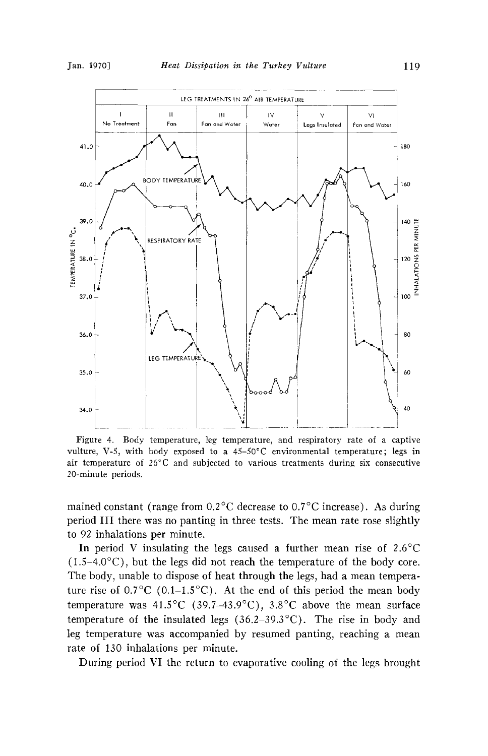Figure 4. Body temperature, leg temperature, and respiratory rate of a captive vulture, V-5, with body exposed to a 45–50°C environmental temperature; legs in air temperature of 26°C and subjected to various treatments during six consecutive 20-minute periods.

mained constant (range from 0.2°C decrease to 0.7°C increase). As during period III there was no panting in three tests. The mean rate rose slightly to 92 inhalations per minute.

In period V insulating the legs caused a further mean rise of 2.6°C (1.5–4.0°C), but the legs did not reach the temperature of the body core. The body, unable to dispose of heat through the legs, had a mean temperature rise of 0.7°C (0.1–1.5°C). At the end of this period the mean body temperature was 41.5°C (39.7–43.9°C), 3.8°C above the mean surface temperature of the insulated legs (36.2–39.3°C). The rise in body and leg temperature was accompanied by resumed panting, reaching a mean rate of 130 inhalations per minute.

During period VI the return to evaporative cooling of the legs brought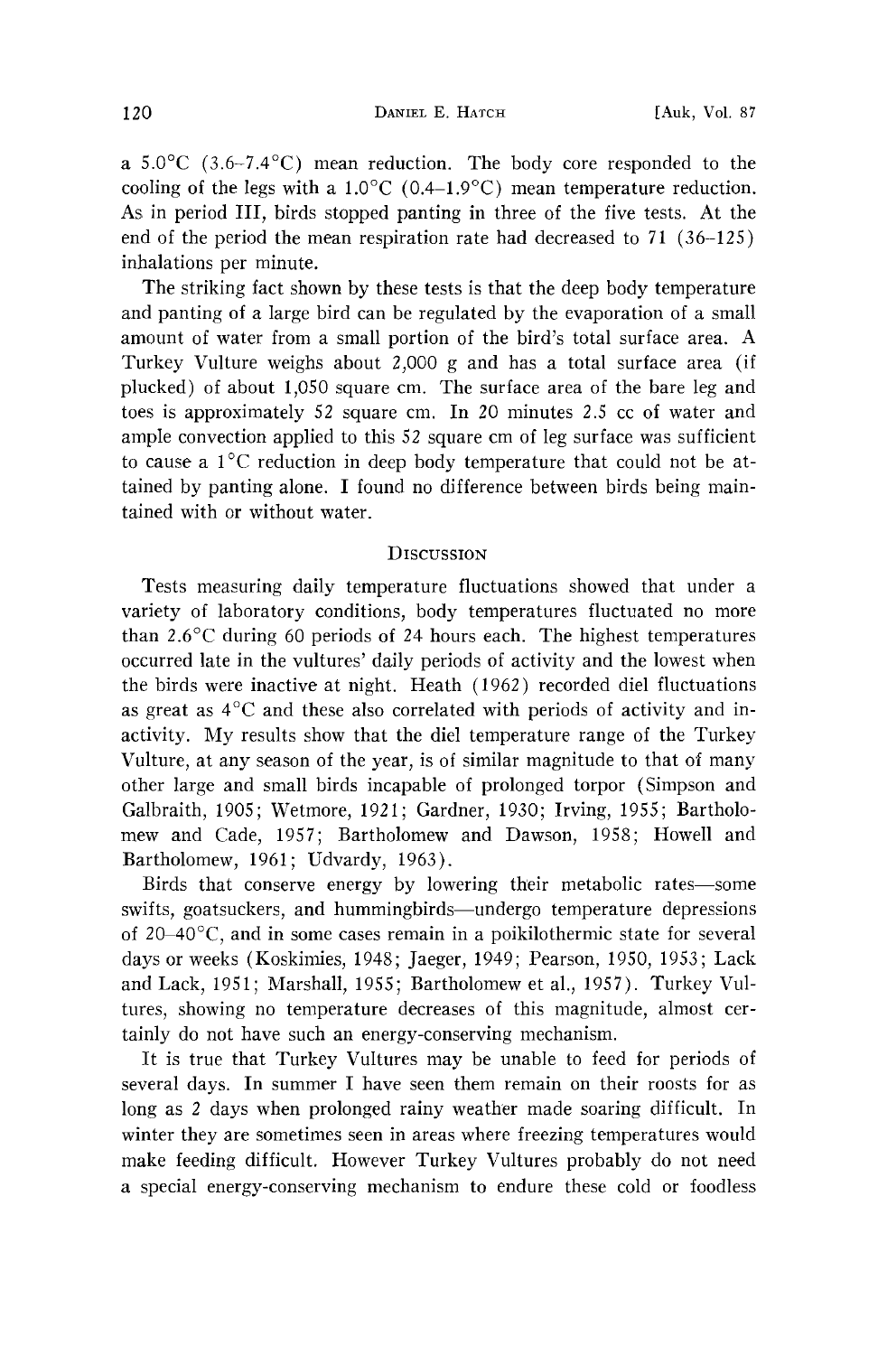a 5.0°C (3.6–7.4°C) mean reduction. The body core responded to the cooling of the legs with a 1.0°C (0.4–1.9°C) mean temperature reduction. As in period III, birds stopped panting in three of the five tests. At the end of the period the mean respiration rate had decreased to 71 (36–125) inhalations per minute.

The striking fact shown by these tests is that the deep body temperature and panting of a large bird can be regulated by the evaporation of a small amount of water from a small portion of the bird's total surface area. A Turkey Vulture weighs about 2,000 g and has a total surface area (if plucked) of about 1,050 square cm. The surface area of the bare leg and toes is approximately 52 square cm. In 20 minutes 2.5 cc of water and ample convection applied to this 52 square cm of leg surface was sufficient to cause a 1°C reduction in deep body temperature that could not be attained by panting alone. I found no difference between birds being maintained with or without water.

## Discussion

Tests measuring daily temperature fluctuations showed that under a variety of laboratory conditions, body temperatures fluctuated no more than 2.6°C during 60 periods of 24 hours each. The highest temperatures occurred late in the vultures' daily periods of activity and the lowest when the birds were inactive at night. Heath (1962) recorded diel fluctuations as great as 4°C and these also correlated with periods of activity and inactivity. My results show that the diel temperature range of the Turkey Vulture, at any season of the year, is of similar magnitude to that of many other large and small birds incapable of prolonged torpor (Simpson and Galbraith, 1905; Wetmore, 1921; Gardner, 1930; Irving, 1955; Bartholomew and Cade, 1957; Bartholomew and Dawson, 1958; Howell and Bartholomew, 1961; Udvardy, 1963).

Birds that conserve energy by lowering their metabolic rates—some swifts, goatsuckers, and hummingbirds—undergo temperature depressions of 20–40°C, and in some cases remain in a poikilothermic state for several days or weeks (Koskimies, 1948; Jaeger, 1949; Pearson, 1950, 1953; Lack and Lack, 1951; Marshall, 1955; Bartholomew et al., 1957). Turkey Vultures, showing no temperature decreases of this magnitude, almost certainly do not have such an energy-conserving mechanism.

It is true that Turkey Vultures may be unable to feed for periods of several days. In summer I have seen them remain on their roosts for as long as 2 days when prolonged rainy weather made soaring difficult. In winter they are sometimes seen in areas where freezing temperatures would make feeding difficult. However Turkey Vultures probably do not need a special energy-conserving mechanism to endure these cold or foodless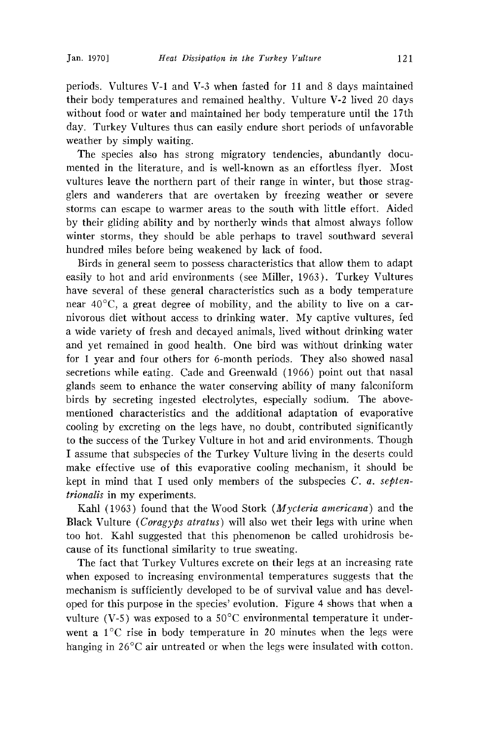periods. Vultures V-1 and V-3 when fasted for 11 and 8 days maintained their body temperatures and remained healthy. Vulture V-2 lived 20 days without food or water and maintained her body temperature until the 17th day. Turkey Vultures thus can easily endure short periods of unfavorable weather by simply waiting.

The species also has strong migratory tendencies, abundantly documented in the literature, and is well-known as an effortless flyer. Most vultures leave the northern part of their range in winter, but those stragglers and wanderers that are overtaken by freezing weather or severe storms can escape to warmer areas to the south with little effort. Aided by their gliding ability and by northerly winds that almost always follow winter storms, they should be able perhaps to travel southward several hundred miles before being weakened by lack of food.

Birds in general seem to possess characteristics that allow them to adapt easily to hot and arid environments (see Miller, 1963). Turkey Vultures have several of these general characteristics such as a body temperature near 40°C, a great degree of mobility, and the ability to live on a carnivorous diet without access to drinking water. My captive vultures, fed a wide variety of fresh and decayed animals, lived without drinking water and yet remained in good health. One bird was without drinking water for 1 year and four others for 6-month periods. They also showed nasal secretions while eating. Cade and Greenwald (1966) point out that nasal glands seem to enhance the water conserving ability of many falconiform birds by secreting ingested electrolytes, especially sodium. The above-mentioned characteristics and the additional adaptation of evaporative cooling by excreting on the legs have, no doubt, contributed significantly to the success of the Turkey Vulture in hot and arid environments. Though I assume that subspecies of the Turkey Vulture living in the deserts could make effective use of this evaporative cooling mechanism, it should be kept in mind that I used only members of the subspecies *C. a. septentrionalis* in my experiments.

Kahl (1963) found that the Wood Stork (*Mycteria americana*) and the Black Vulture (*Coragyps atratus*) will also wet their legs with urine when too hot. Kahl suggested that this phenomenon be called urohidrosis because of its functional similarity to true sweating.

The fact that Turkey Vultures excrete on their legs at an increasing rate when exposed to increasing environmental temperatures suggests that the mechanism is sufficiently developed to be of survival value and has developed for this purpose in the species' evolution. Figure 4 shows that when a vulture (V-5) was exposed to a 50°C environmental temperature it underwent a 1°C rise in body temperature in 20 minutes when the legs were hanging in 26°C air untreated or when the legs were insulated with cotton.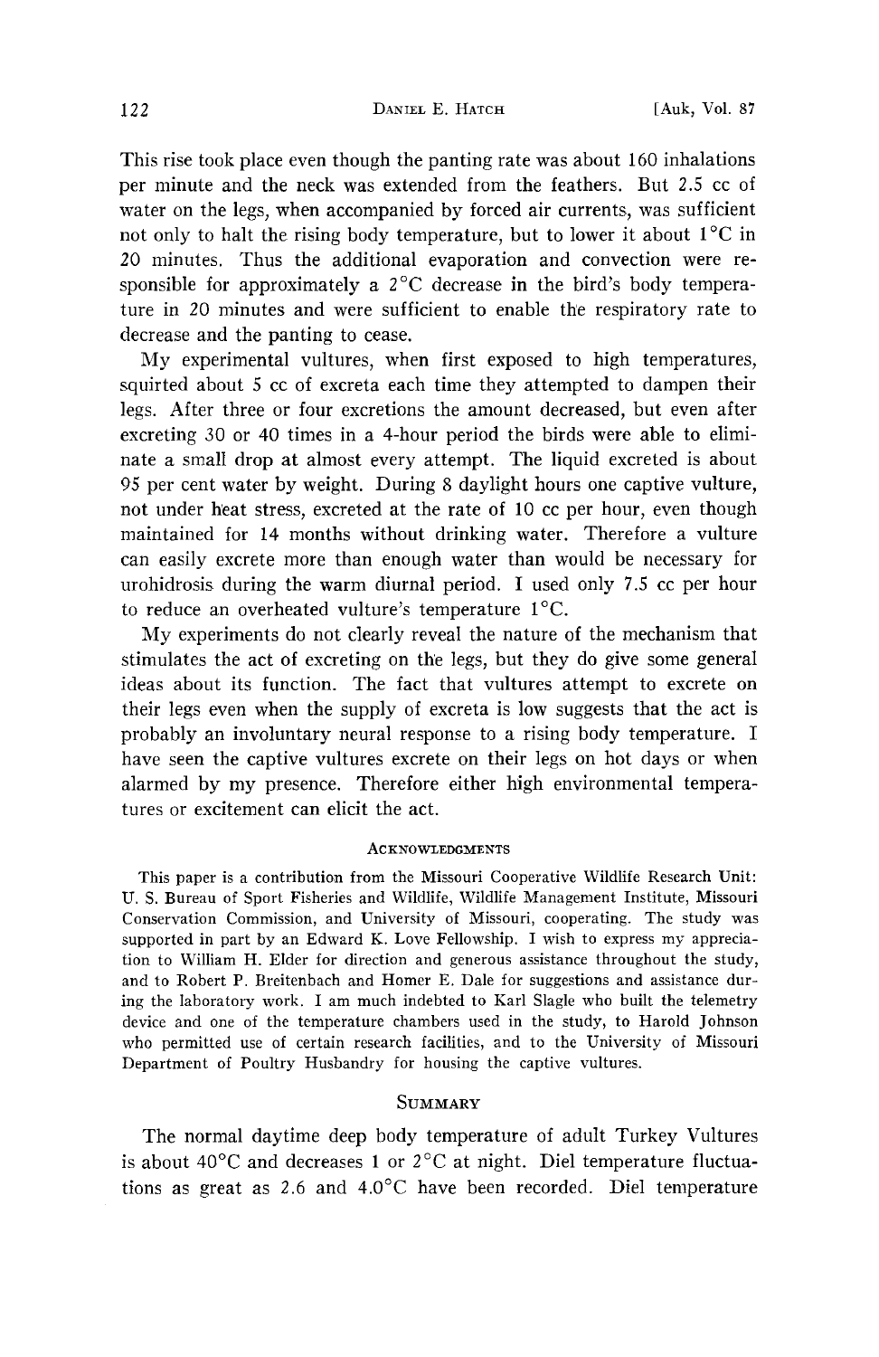This rise took place even though the panting rate was about 160 inhalations per minute and the neck was extended from the feathers. But 2.5 cc of water on the legs, when accompanied by forced air currents, was sufficient not only to halt the rising body temperature, but to lower it about 1°C in 20 minutes. Thus the additional evaporation and convection were responsible for approximately a 2°C decrease in the bird's body temperature in 20 minutes and were sufficient to enable the respiratory rate to decrease and the panting to cease.

My experimental vultures, when first exposed to high temperatures, squirted about 5 cc of excreta each time they attempted to dampen their legs. After three or four excretions the amount decreased, but even after excreting 30 or 40 times in a 4-hour period the birds were able to eliminate a small drop at almost every attempt. The liquid excreted is about 95 per cent water by weight. During 8 daylight hours one captive vulture, not under heat stress, excreted at the rate of 10 cc per hour, even though maintained for 14 months without drinking water. Therefore a vulture can easily excrete more than enough water than would be necessary for urohidrosis during the warm diurnal period. I used only 7.5 cc per hour to reduce an overheated vulture's temperature 1°C.

My experiments do not clearly reveal the nature of the mechanism that stimulates the act of excreting on the legs, but they do give some general ideas about its function. The fact that vultures attempt to excrete on their legs even when the supply of excreta is low suggests that the act is probably an involuntary neural response to a rising body temperature. I have seen the captive vultures excrete on their legs on hot days or when alarmed by my presence. Therefore either high environmental temperatures or excitement can elicit the act.

## Acknowledgments

This paper is a contribution from the Missouri Cooperative Wildlife Research Unit: U. S. Bureau of Sport Fisheries and Wildlife, Wildlife Management Institute, Missouri Conservation Commission, and University of Missouri, cooperating. The study was supported in part by an Edward K. Love Fellowship. I wish to express my appreciation to William H. Elder for direction and generous assistance throughout the study, and to Robert P. Breitenbach and Homer E. Dale for suggestions and assistance during the laboratory work. I am much indebted to Karl Slagle who built the telemetry device and one of the temperature chambers used in the study, to Harold Johnson who permitted use of certain research facilities, and to the University of Missouri Department of Poultry Husbandry for housing the captive vultures.

## Summary

The normal daytime deep body temperature of adult Turkey Vultures is about 40°C and decreases 1 or 2°C at night. Diel temperature fluctuations as great as 2.6 and 4.0°C have been recorded. Diel temperature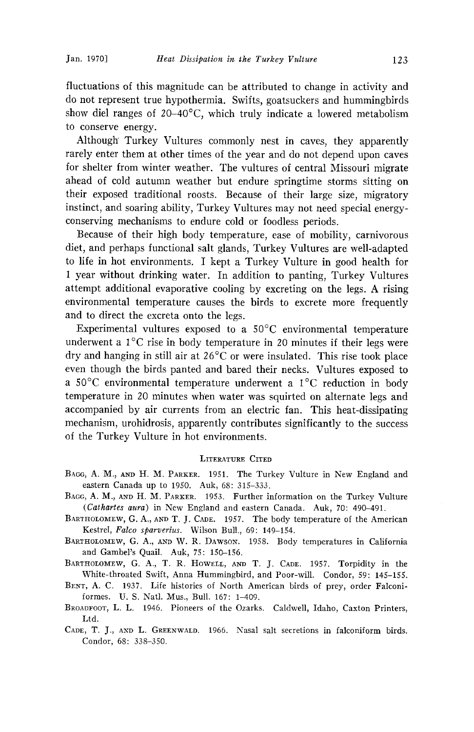fluctuations of this magnitude can be attributed to change in activity and do not represent true hypothermia. Swifts, goatsuckers and hummingbirds show diel ranges of 20–40°C, which truly indicate a lowered metabolism to conserve energy.

Although Turkey Vultures commonly nest in caves, they apparently rarely enter them at other times of the year and do not depend upon caves for shelter from winter weather. The vultures of central Missouri migrate ahead of cold autumn weather but endure springtime storms sitting on their exposed traditional roosts. Because of their large size, migratory instinct, and soaring ability, Turkey Vultures may not need special energy-conserving mechanisms to endure cold or foodless periods.

Because of their high body temperature, ease of mobility, carnivorous diet, and perhaps functional salt glands, Turkey Vultures are well-adapted to life in hot environments. I kept a Turkey Vulture in good health for 1 year without drinking water. In addition to panting, Turkey Vultures attempt additional evaporative cooling by excreting on the legs. A rising environmental temperature causes the birds to excrete more frequently and to direct the excreta onto the legs.

Experimental vultures exposed to a 50°C environmental temperature underwent a 1°C rise in body temperature in 20 minutes if their legs were dry and hanging in still air at 26°C or were insulated. This rise took place even though the birds panted and bared their necks. Vultures exposed to a 50°C environmental temperature underwent a 1°C reduction in body temperature in 20 minutes when water was squirted on alternate legs and accompanied by air currents from an electric fan. This heat-dissipating mechanism, urohidrosis, apparently contributes significantly to the success of the Turkey Vulture in hot environments.

## Literature Cited

Bagg, A. M., and H. M. Parker. 1951. The Turkey Vulture in New England and eastern Canada up to 1950. Auk, 68: 315–333.

Bagg, A. M., and H. M. Parker. 1953. Further information on the Turkey Vulture (*Cathartes aura*) in New England and eastern Canada. Auk, 70: 490–491.

Bartholomew, G. A., and T. J. Cade. 1957. The body temperature of the American Kestrel, *Falco sparverius*. Wilson Bull., 69: 149–154.

Bartholomew, G. A., and W. R. Dawson. 1958. Body temperatures in California and Gambel's Quail. Auk, 75: 150–156.

Bartholomew, G. A., T. R. Howell, and T. J. Cade. 1957. Torpidity in the White-throated Swift, Anna Hummingbird, and Poor-will. Condor, 59: 145–155.

Bent, A. C. 1937. Life histories of North American birds of prey, order Falconiformes. U. S. Natl. Mus., Bull. 167: 1–409.

Broadfoot, L. L. 1946. Pioneers of the Ozarks. Caldwell, Idaho, Caxton Printers, Ltd.

Cade, T. J., and L. Greenwald. 1966. Nasal salt secretions in falconiform birds. Condor, 68: 338–350.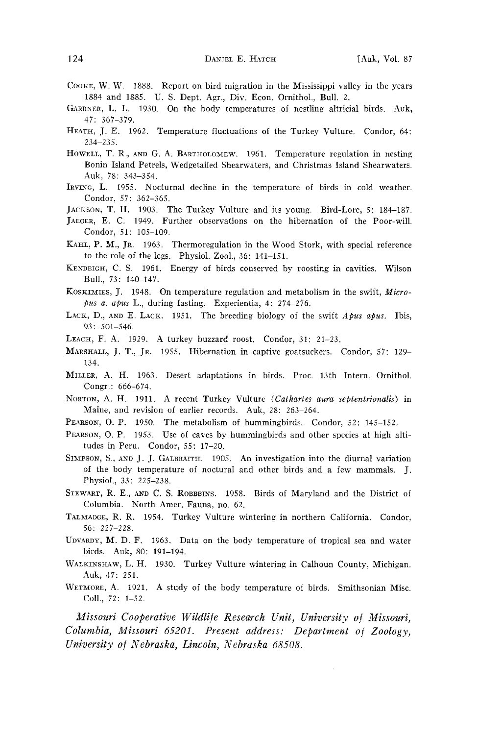Cooke, W. W. 1888. Report on bird migration in the Mississippi valley in the years 1884 and 1885. U. S. Dept. Agr., Div. Econ. Ornithol., Bull. 2.

Gardner, L. L. 1930. On the body temperatures of nestling altricial birds. Auk, 47: 367–379.

Heath, J. E. 1962. Temperature fluctuations of the Turkey Vulture. Condor, 64: 234–235.

Howell, T. R., and G. A. Bartholomew. 1961. Temperature regulation in nesting Bonin Island Petrels, Wedgetailed Shearwaters, and Christmas Island Shearwaters. Auk, 78: 343–354.

Irving, L. 1955. Nocturnal decline in the temperature of birds in cold weather. Condor, 57: 362–365.

Jackson, T. H. 1903. The Turkey Vulture and its young. Bird-Lore, 5: 184–187.

Jaeger, E. C. 1949. Further observations on the hibernation of the Poor-will. Condor, 51: 105–109.

Kahl, P. M., Jr. 1963. Thermoregulation in the Wood Stork, with special reference to the role of the legs. Physiol. Zool., 36: 141–151.

Kendeigh, C. S. 1961. Energy of birds conserved by roosting in cavities. Wilson Bull., 73: 140–147.

Koskimies, J. 1948. On temperature regulation and metabolism in the swift, *Micropus a. apus* L., during fasting. Experientia, 4: 274–276.

Lack, D., and E. Lack. 1951. The breeding biology of the swift *Apus apus*. Ibis, 93: 501–546.

Leach, F. A. 1929. A turkey buzzard roost. Condor, 31: 21–23.

Marshall, J. T., Jr. 1955. Hibernation in captive goatsuckers. Condor, 57: 129–134.

Miller, A. H. 1963. Desert adaptations in birds. Proc. 13th Intern. Ornithol. Congr.: 666–674.

Norton, A. H. 1911. A recent Turkey Vulture (*Cathartes aura septentrionalis*) in Maine, and revision of earlier records. Auk, 28: 263–264.

Pearson, O. P. 1950. The metabolism of hummingbirds. Condor, 52: 145–152.

Pearson, O. P. 1953. Use of caves by hummingbirds and other species at high altitudes in Peru. Condor, 55: 17–20.

Simpson, S., and J. J. Galbraith. 1905. An investigation into the diurnal variation of the body temperature of noctural and other birds and a few mammals. J. Physiol., 33: 225–238.

Stewart, R. E., and C. S. Robbbins. 1958. Birds of Maryland and the District of Columbia. North Amer. Fauna, no. 62.

Talmadge, R. R. 1954. Turkey Vulture wintering in northern California. Condor, 56: 227–228.

Udvardy, M. D. F. 1963. Data on the body temperature of tropical sea and water birds. Auk, 80: 191–194.

Walkinshaw, L. H. 1930. Turkey Vulture wintering in Calhoun County, Michigan. Auk, 47: 251.

Wetmore, A. 1921. A study of the body temperature of birds. Smithsonian Misc. Coll., 72: 1–52.

*Missouri Cooperative Wildlife Research Unit, University of Missouri, Columbia, Missouri 65201. Present address: Department of Zoology, University of Nebraska, Lincoln, Nebraska 68508.*